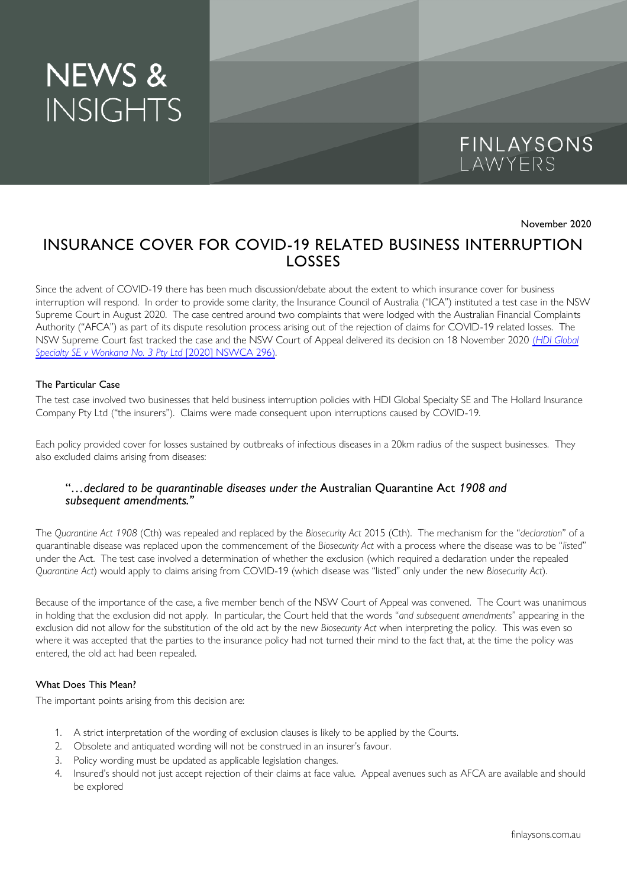# NEWS & INSIGHTS

FINLAYSONS LAWYERS

November 2020

## INSURANCE COVER FOR COVID-19 RELATED BUSINESS INTERRUPTION LOSSES

Since the advent of COVID-19 there has been much discussion/debate about the extent to which insurance cover for business interruption will respond. In order to provide some clarity, the Insurance Council of Australia ("ICA") instituted a test case in the NSW Supreme Court in August 2020. The case centred around two complaints that were lodged with the Australian Financial Complaints Authority ("AFCA") as part of its dispute resolution process arising out of the rejection of claims for COVID-19 related losses. The NSW Supreme Court fast tracked the case and the NSW Court of Appeal delivered its decision on 18 November 2020 *(HDI Global Specialty SE v Wonkana No. 3 Pty Ltd* [2020] NSWCA 296).

### The Particular Case

The test case involved two businesses that held business interruption policies with HDI Global Specialty SE and The Hollard Insurance Company Pty Ltd ("the insurers"). Claims were made consequent upon interruptions caused by COVID-19.

Each policy provided cover for losses sustained by outbreaks of infectious diseases in a 20km radius of the suspect businesses. They also excluded claims arising from diseases:

> "…*declared to be quarantinable diseases under the* Australian Quarantine Act *1908 and subsequent amendments."*

The *Quarantine Act 1908* (Cth) was repealed and replaced by the *Biosecurity Act* 2015 (Cth). The mechanism for the "*declaration*" of a quarantinable disease was replaced upon the commencement of the *Biosecurity Act* with a process where the disease was to be "*listed*" under the Act. The test case involved a determination of whether the exclusion (which required a declaration under the repealed *Quarantine Act*) would apply to claims arising from COVID-19 (which disease was "listed" only under the new *Biosecurity Act*).

Because of the importance of the case, a five member bench of the NSW Court of Appeal was convened. The Court was unanimous in holding that the exclusion did not apply. In particular, the Court held that the words "*and subsequent amendments*" appearing in the exclusion did not allow for the substitution of the old act by the new *Biosecurity Act* when interpreting the policy. This was even so where it was accepted that the parties to the insurance policy had not turned their mind to the fact that, at the time the policy was entered, the old act had been repealed.

### What Does This Mean?

The important points arising from this decision are:

1. A strict interpretation of the wording of exclusion clauses is likely to be applied by the Courts.
2. Obsolete and antiquated wording will not be construed in an insurer's favour.
3. Policy wording must be updated as applicable legislation changes.
4. Insured's should not just accept rejection of their claims at face value. Appeal avenues such as AFCA are available and should be explored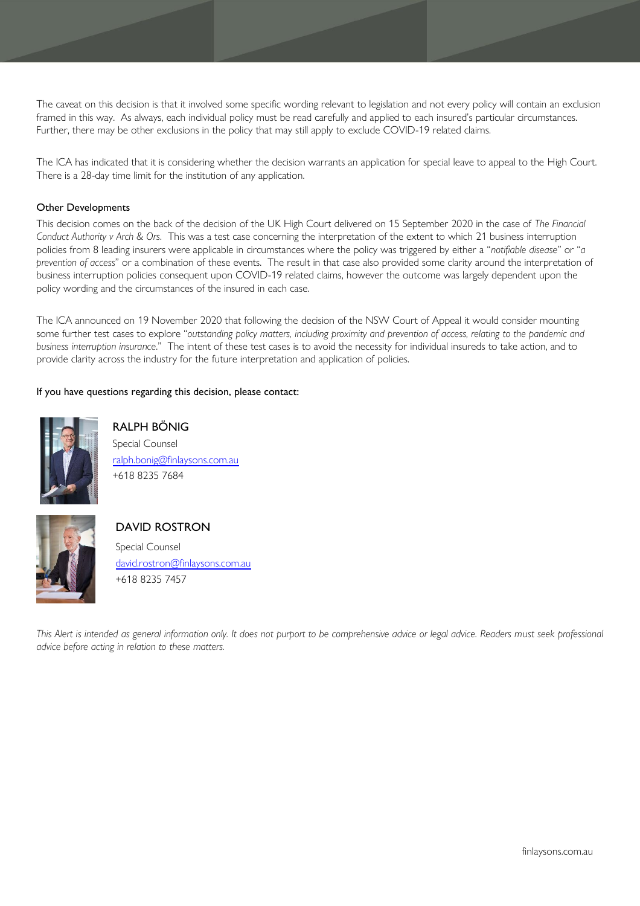The caveat on this decision is that it involved some specific wording relevant to legislation and not every policy will contain an exclusion framed in this way. As always, each individual policy must be read carefully and applied to each insured's particular circumstances. Further, there may be other exclusions in the policy that may still apply to exclude COVID-19 related claims.

The ICA has indicated that it is considering whether the decision warrants an application for special leave to appeal to the High Court. There is a 28-day time limit for the institution of any application.

### Other Developments

This decision comes on the back of the decision of the UK High Court delivered on 15 September 2020 in the case of *The Financial Conduct Authority v Arch & Ors*. This was a test case concerning the interpretation of the extent to which 21 business interruption policies from 8 leading insurers were applicable in circumstances where the policy was triggered by either a "*notifiable disease*" or "*a prevention of access*" or a combination of these events. The result in that case also provided some clarity around the interpretation of business interruption policies consequent upon COVID-19 related claims, however the outcome was largely dependent upon the policy wording and the circumstances of the insured in each case.

The ICA announced on 19 November 2020 that following the decision of the NSW Court of Appeal it would consider mounting some further test cases to explore "*outstanding policy matters, including proximity and prevention of access, relating to the pandemic and business interruption insurance.*" The intent of these test cases is to avoid the necessity for individual insureds to take action, and to provide clarity across the industry for the future interpretation and application of policies.

**If you have questions regarding this decision, please contact:**

**RALPH BÖNIG**
Special Counsel
ralph.bonig@finlaysons.com.au
+618 8235 7684

**DAVID ROSTRON**
Special Counsel
david.rostron@finlaysons.com.au
+618 8235 7457

*This Alert is intended as general information only. It does not purport to be comprehensive advice or legal advice. Readers must seek professional advice before acting in relation to these matters.*